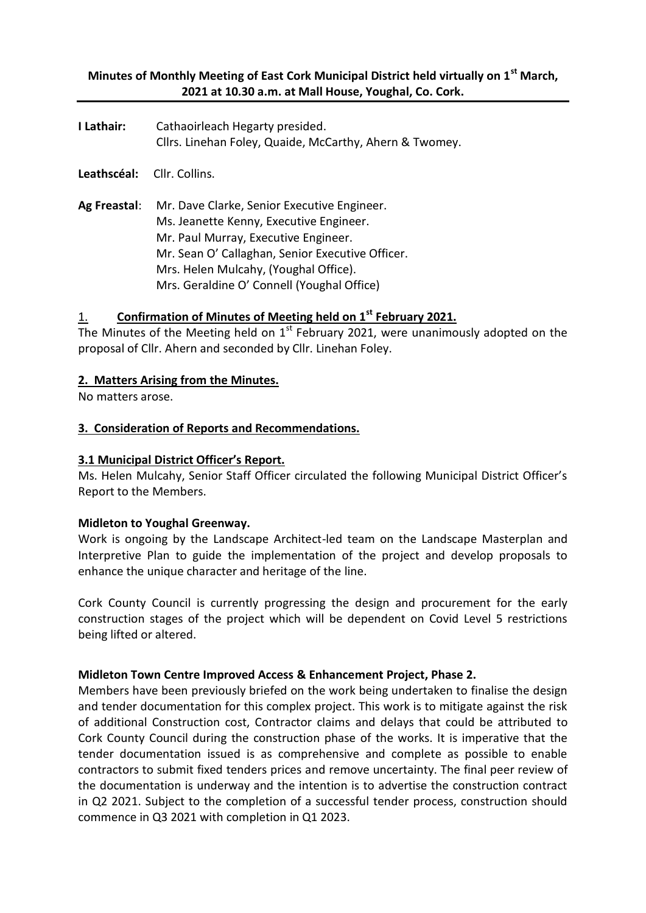**Minutes of Monthly Meeting of East Cork Municipal District held virtually on 1st March, 2021 at 10.30 a.m. at Mall House, Youghal, Co. Cork.**

**I Lathair:** Cathaoirleach Hegarty presided.
Cllrs. Linehan Foley, Quaide, McCarthy, Ahern & Twomey.

**Leathscéal:** Cllr. Collins.

**Ag Freastal**: Mr. Dave Clarke, Senior Executive Engineer.
Ms. Jeanette Kenny, Executive Engineer.
Mr. Paul Murray, Executive Engineer.
Mr. Sean O' Callaghan, Senior Executive Officer.
Mrs. Helen Mulcahy, (Youghal Office).
Mrs. Geraldine O' Connell (Youghal Office)

## 1. Confirmation of Minutes of Meeting held on 1st February 2021.

The Minutes of the Meeting held on 1st February 2021, were unanimously adopted on the proposal of Cllr. Ahern and seconded by Cllr. Linehan Foley.

## 2. Matters Arising from the Minutes.

No matters arose.

## 3. Consideration of Reports and Recommendations.

### 3.1 Municipal District Officer's Report.

Ms. Helen Mulcahy, Senior Staff Officer circulated the following Municipal District Officer's Report to the Members.

**Midleton to Youghal Greenway.**

Work is ongoing by the Landscape Architect-led team on the Landscape Masterplan and Interpretive Plan to guide the implementation of the project and develop proposals to enhance the unique character and heritage of the line.

Cork County Council is currently progressing the design and procurement for the early construction stages of the project which will be dependent on Covid Level 5 restrictions being lifted or altered.

**Midleton Town Centre Improved Access & Enhancement Project, Phase 2.**

Members have been previously briefed on the work being undertaken to finalise the design and tender documentation for this complex project. This work is to mitigate against the risk of additional Construction cost, Contractor claims and delays that could be attributed to Cork County Council during the construction phase of the works. It is imperative that the tender documentation issued is as comprehensive and complete as possible to enable contractors to submit fixed tenders prices and remove uncertainty. The final peer review of the documentation is underway and the intention is to advertise the construction contract in Q2 2021. Subject to the completion of a successful tender process, construction should commence in Q3 2021 with completion in Q1 2023.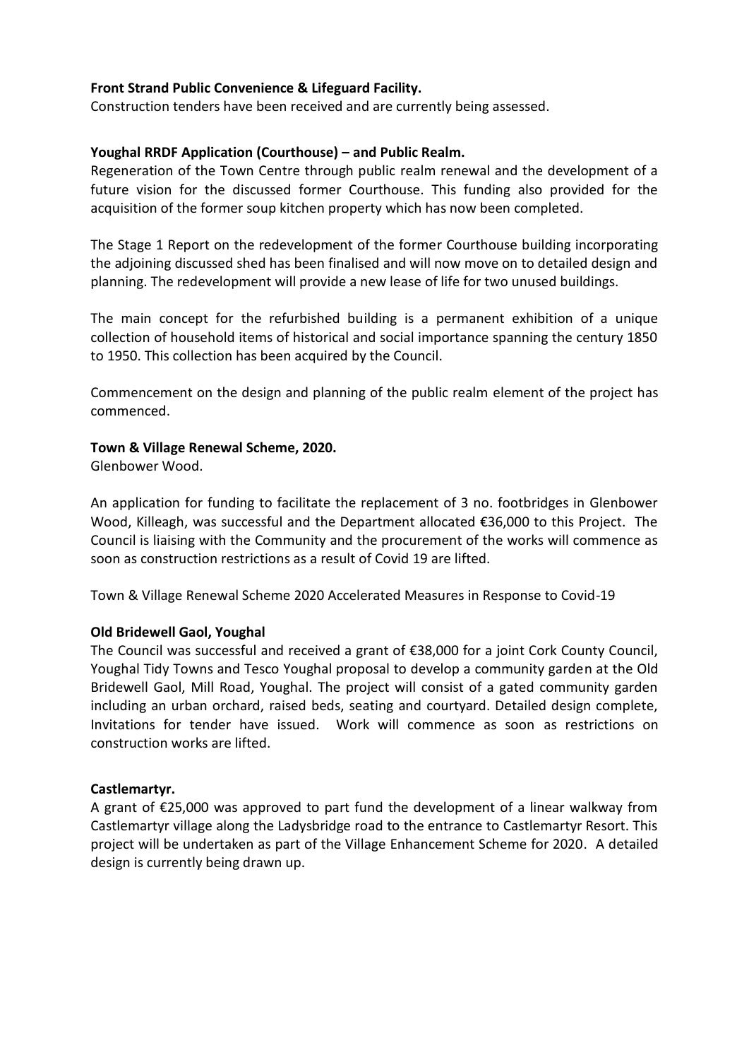**Front Strand Public Convenience & Lifeguard Facility.**

Construction tenders have been received and are currently being assessed.

**Youghal RRDF Application (Courthouse) – and Public Realm.**

Regeneration of the Town Centre through public realm renewal and the development of a future vision for the discussed former Courthouse. This funding also provided for the acquisition of the former soup kitchen property which has now been completed.

The Stage 1 Report on the redevelopment of the former Courthouse building incorporating the adjoining discussed shed has been finalised and will now move on to detailed design and planning. The redevelopment will provide a new lease of life for two unused buildings.

The main concept for the refurbished building is a permanent exhibition of a unique collection of household items of historical and social importance spanning the century 1850 to 1950. This collection has been acquired by the Council.

Commencement on the design and planning of the public realm element of the project has commenced.

**Town & Village Renewal Scheme, 2020.**

Glenbower Wood.

An application for funding to facilitate the replacement of 3 no. footbridges in Glenbower Wood, Killeagh, was successful and the Department allocated €36,000 to this Project. The Council is liaising with the Community and the procurement of the works will commence as soon as construction restrictions as a result of Covid 19 are lifted.

Town & Village Renewal Scheme 2020 Accelerated Measures in Response to Covid-19

**Old Bridewell Gaol, Youghal**

The Council was successful and received a grant of €38,000 for a joint Cork County Council, Youghal Tidy Towns and Tesco Youghal proposal to develop a community garden at the Old Bridewell Gaol, Mill Road, Youghal. The project will consist of a gated community garden including an urban orchard, raised beds, seating and courtyard. Detailed design complete, Invitations for tender have issued. Work will commence as soon as restrictions on construction works are lifted.

**Castlemartyr.**

A grant of €25,000 was approved to part fund the development of a linear walkway from Castlemartyr village along the Ladysbridge road to the entrance to Castlemartyr Resort. This project will be undertaken as part of the Village Enhancement Scheme for 2020. A detailed design is currently being drawn up.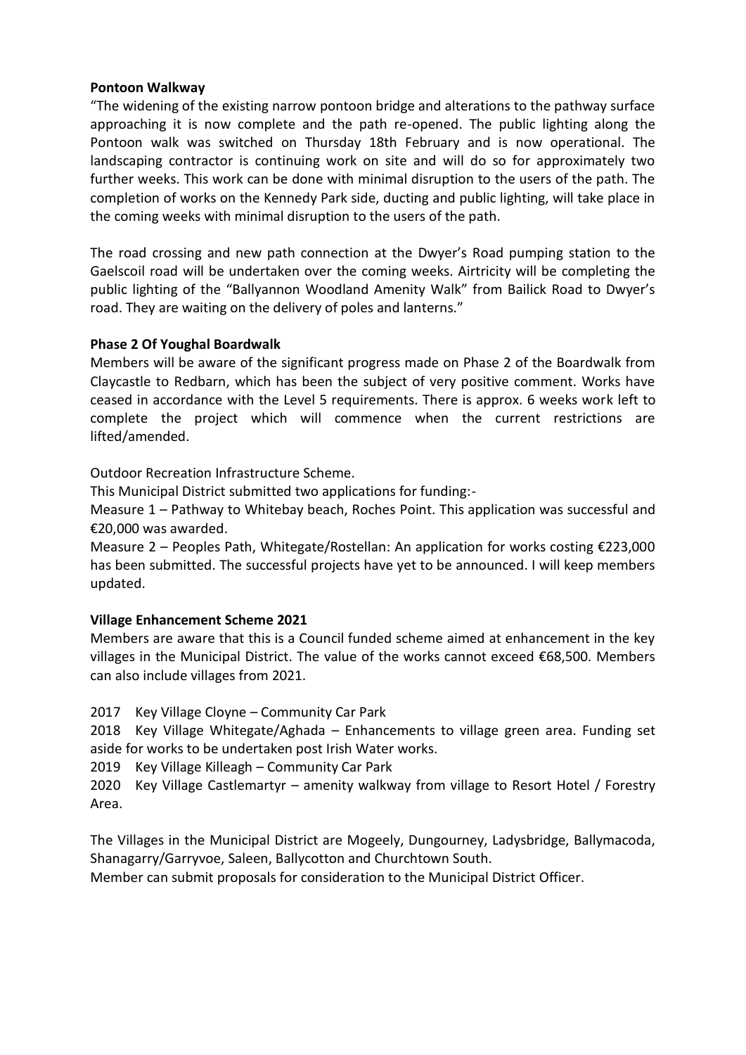**Pontoon Walkway**

"The widening of the existing narrow pontoon bridge and alterations to the pathway surface approaching it is now complete and the path re-opened. The public lighting along the Pontoon walk was switched on Thursday 18th February and is now operational. The landscaping contractor is continuing work on site and will do so for approximately two further weeks. This work can be done with minimal disruption to the users of the path. The completion of works on the Kennedy Park side, ducting and public lighting, will take place in the coming weeks with minimal disruption to the users of the path.

The road crossing and new path connection at the Dwyer's Road pumping station to the Gaelscoil road will be undertaken over the coming weeks. Airtricity will be completing the public lighting of the "Ballyannon Woodland Amenity Walk" from Bailick Road to Dwyer's road. They are waiting on the delivery of poles and lanterns."

**Phase 2 Of Youghal Boardwalk**

Members will be aware of the significant progress made on Phase 2 of the Boardwalk from Claycastle to Redbarn, which has been the subject of very positive comment. Works have ceased in accordance with the Level 5 requirements. There is approx. 6 weeks work left to complete the project which will commence when the current restrictions are lifted/amended.

Outdoor Recreation Infrastructure Scheme.

This Municipal District submitted two applications for funding:-

Measure 1 – Pathway to Whitebay beach, Roches Point. This application was successful and €20,000 was awarded.

Measure 2 – Peoples Path, Whitegate/Rostellan: An application for works costing €223,000 has been submitted. The successful projects have yet to be announced. I will keep members updated.

**Village Enhancement Scheme 2021**

Members are aware that this is a Council funded scheme aimed at enhancement in the key villages in the Municipal District. The value of the works cannot exceed €68,500. Members can also include villages from 2021.

2017 Key Village Cloyne – Community Car Park

2018 Key Village Whitegate/Aghada – Enhancements to village green area. Funding set aside for works to be undertaken post Irish Water works.

2019 Key Village Killeagh – Community Car Park

2020 Key Village Castlemartyr – amenity walkway from village to Resort Hotel / Forestry Area.

The Villages in the Municipal District are Mogeely, Dungourney, Ladysbridge, Ballymacoda, Shanagarry/Garryvoe, Saleen, Ballycotton and Churchtown South.

Member can submit proposals for consideration to the Municipal District Officer.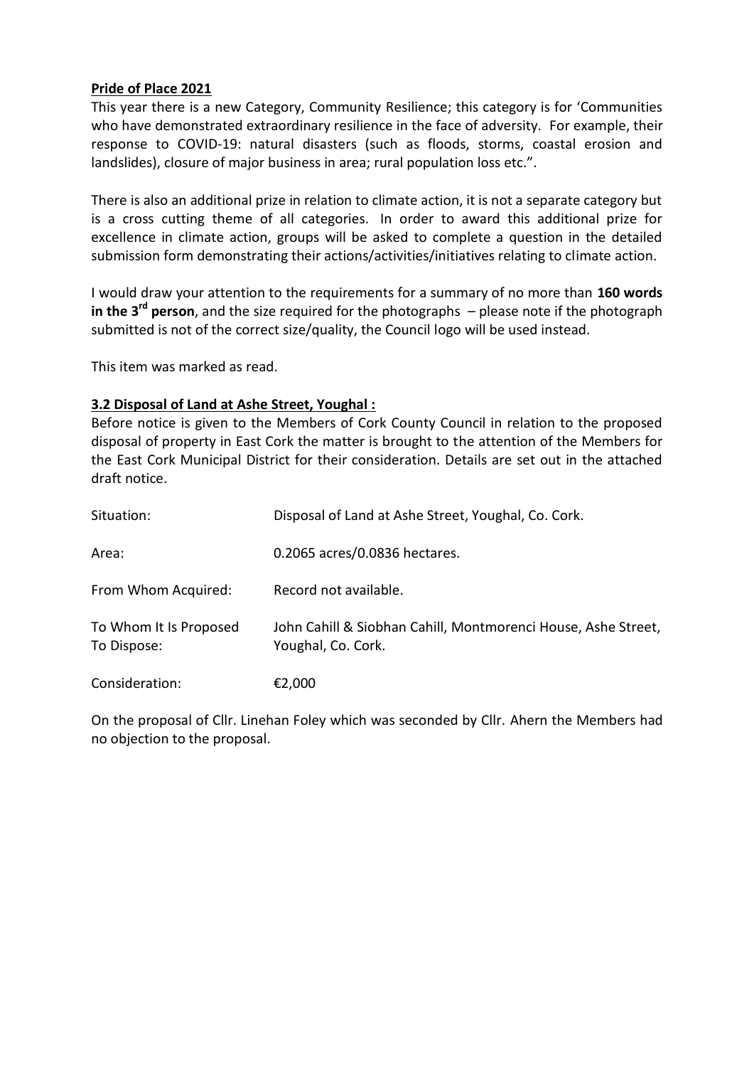**Pride of Place 2021**

This year there is a new Category, Community Resilience; this category is for 'Communities who have demonstrated extraordinary resilience in the face of adversity. For example, their response to COVID-19: natural disasters (such as floods, storms, coastal erosion and landslides), closure of major business in area; rural population loss etc.".

There is also an additional prize in relation to climate action, it is not a separate category but is a cross cutting theme of all categories. In order to award this additional prize for excellence in climate action, groups will be asked to complete a question in the detailed submission form demonstrating their actions/activities/initiatives relating to climate action.

I would draw your attention to the requirements for a summary of no more than **160 words in the 3rd person**, and the size required for the photographs – please note if the photograph submitted is not of the correct size/quality, the Council logo will be used instead.

This item was marked as read.

**3.2 Disposal of Land at Ashe Street, Youghal :**

Before notice is given to the Members of Cork County Council in relation to the proposed disposal of property in East Cork the matter is brought to the attention of the Members for the East Cork Municipal District for their consideration. Details are set out in the attached draft notice.

| | |
|---|---|
| Situation: | Disposal of Land at Ashe Street, Youghal, Co. Cork. |
| Area: | 0.2065 acres/0.0836 hectares. |
| From Whom Acquired: | Record not available. |
| To Whom It Is Proposed To Dispose: | John Cahill & Siobhan Cahill, Montmorenci House, Ashe Street, Youghal, Co. Cork. |
| Consideration: | €2,000 |

On the proposal of Cllr. Linehan Foley which was seconded by Cllr. Ahern the Members had no objection to the proposal.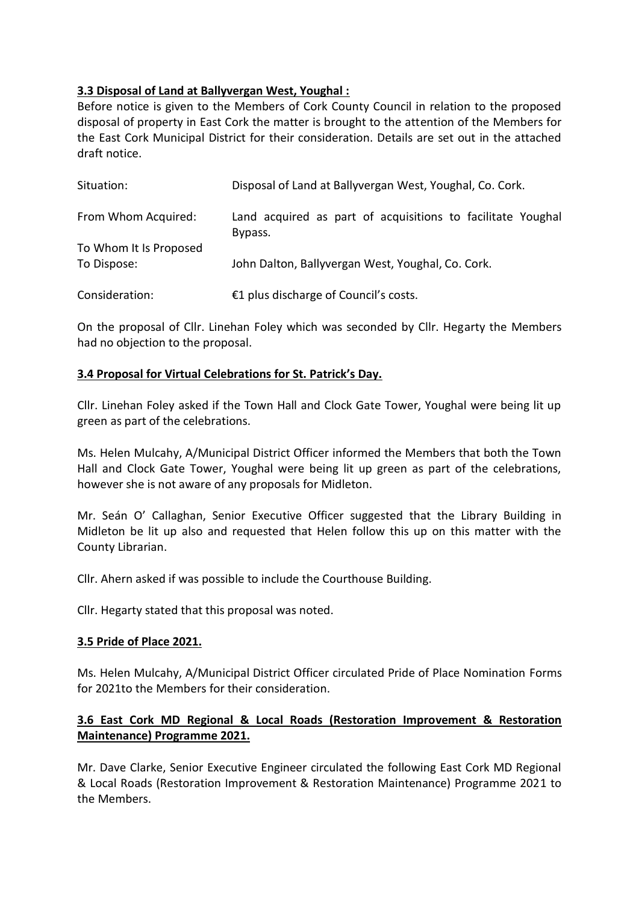**3.3 Disposal of Land at Ballyvergan West, Youghal :**

Before notice is given to the Members of Cork County Council in relation to the proposed disposal of property in East Cork the matter is brought to the attention of the Members for the East Cork Municipal District for their consideration. Details are set out in the attached draft notice.

| | |
|---|---|
| Situation: | Disposal of Land at Ballyvergan West, Youghal, Co. Cork. |
| From Whom Acquired: | Land acquired as part of acquisitions to facilitate Youghal Bypass. |
| To Whom It Is Proposed To Dispose: | John Dalton, Ballyvergan West, Youghal, Co. Cork. |
| Consideration: | €1 plus discharge of Council's costs. |

On the proposal of Cllr. Linehan Foley which was seconded by Cllr. Hegarty the Members had no objection to the proposal.

**3.4 Proposal for Virtual Celebrations for St. Patrick's Day.**

Cllr. Linehan Foley asked if the Town Hall and Clock Gate Tower, Youghal were being lit up green as part of the celebrations.

Ms. Helen Mulcahy, A/Municipal District Officer informed the Members that both the Town Hall and Clock Gate Tower, Youghal were being lit up green as part of the celebrations, however she is not aware of any proposals for Midleton.

Mr. Seán O' Callaghan, Senior Executive Officer suggested that the Library Building in Midleton be lit up also and requested that Helen follow this up on this matter with the County Librarian.

Cllr. Ahern asked if was possible to include the Courthouse Building.

Cllr. Hegarty stated that this proposal was noted.

**3.5 Pride of Place 2021.**

Ms. Helen Mulcahy, A/Municipal District Officer circulated Pride of Place Nomination Forms for 2021to the Members for their consideration.

**3.6 East Cork MD Regional & Local Roads (Restoration Improvement & Restoration Maintenance) Programme 2021.**

Mr. Dave Clarke, Senior Executive Engineer circulated the following East Cork MD Regional & Local Roads (Restoration Improvement & Restoration Maintenance) Programme 2021 to the Members.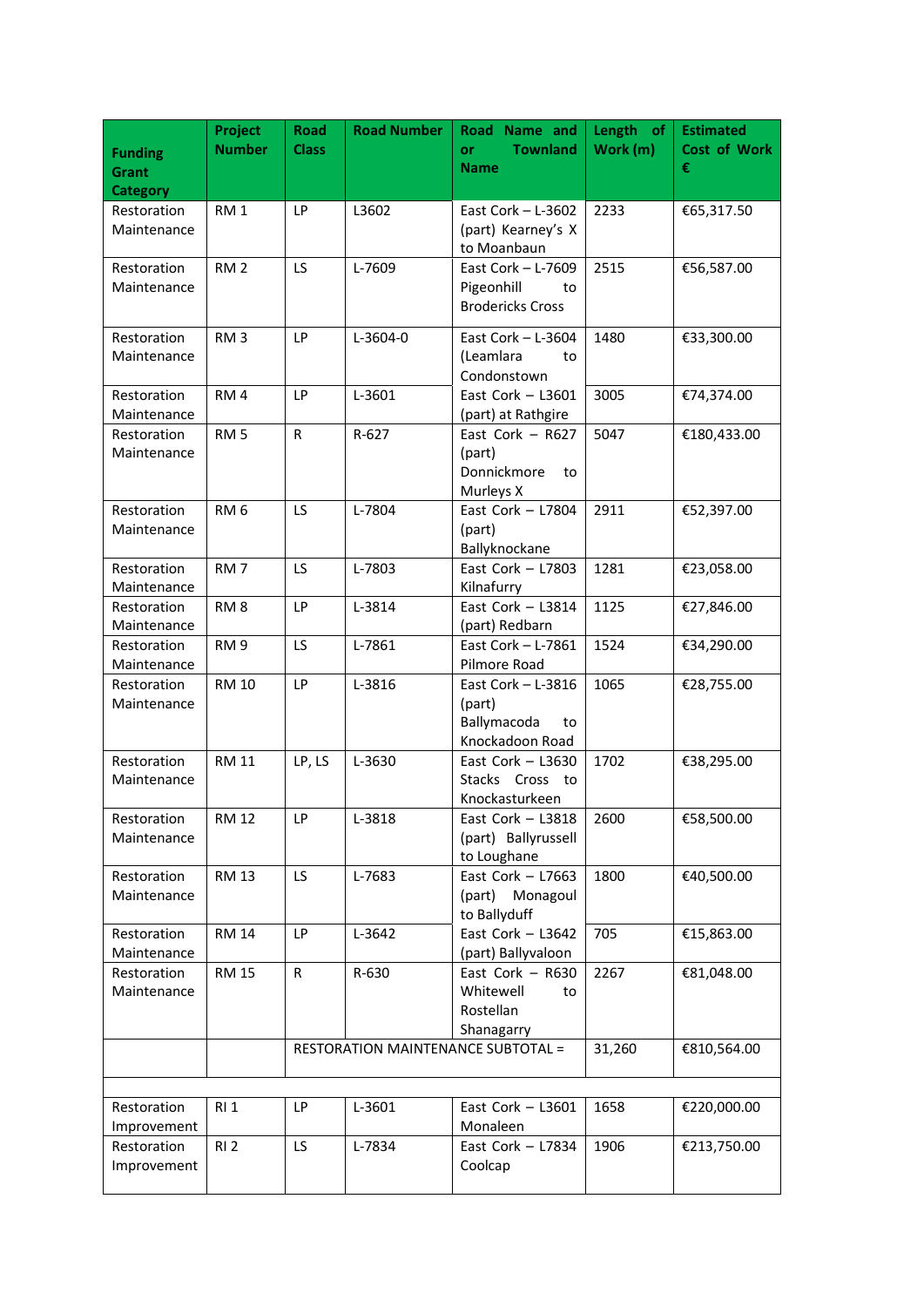| Funding Grant Category | Project Number | Road Class | Road Number | Road Name and or Townland Name | Length of Work (m) | Estimated Cost of Work € |
|---|---|---|---|---|---|---|
| Restoration Maintenance | RM 1 | LP | L3602 | East Cork – L-3602 (part) Kearney's X to Moanbaun | 2233 | €65,317.50 |
| Restoration Maintenance | RM 2 | LS | L-7609 | East Cork – L-7609 Pigeonhill to Brodericks Cross | 2515 | €56,587.00 |
| Restoration Maintenance | RM 3 | LP | L-3604-0 | East Cork – L-3604 (Leamlara to Condonstown | 1480 | €33,300.00 |
| Restoration Maintenance | RM 4 | LP | L-3601 | East Cork – L3601 (part) at Rathgire | 3005 | €74,374.00 |
| Restoration Maintenance | RM 5 | R | R-627 | East Cork – R627 (part) Donnickmore to Murleys X | 5047 | €180,433.00 |
| Restoration Maintenance | RM 6 | LS | L-7804 | East Cork – L7804 (part) Ballyknockane | 2911 | €52,397.00 |
| Restoration Maintenance | RM 7 | LS | L-7803 | East Cork – L7803 Kilnafurry | 1281 | €23,058.00 |
| Restoration Maintenance | RM 8 | LP | L-3814 | East Cork – L3814 (part) Redbarn | 1125 | €27,846.00 |
| Restoration Maintenance | RM 9 | LS | L-7861 | East Cork – L-7861 Pilmore Road | 1524 | €34,290.00 |
| Restoration Maintenance | RM 10 | LP | L-3816 | East Cork – L-3816 (part) Ballymacoda to Knockadoon Road | 1065 | €28,755.00 |
| Restoration Maintenance | RM 11 | LP, LS | L-3630 | East Cork – L3630 Stacks Cross to Knockasturkeen | 1702 | €38,295.00 |
| Restoration Maintenance | RM 12 | LP | L-3818 | East Cork – L3818 (part) Ballyrussell to Loughane | 2600 | €58,500.00 |
| Restoration Maintenance | RM 13 | LS | L-7683 | East Cork – L7663 (part) Monagoul to Ballyduff | 1800 | €40,500.00 |
| Restoration Maintenance | RM 14 | LP | L-3642 | East Cork – L3642 (part) Ballyvaloon | 705 | €15,863.00 |
| Restoration Maintenance | RM 15 | R | R-630 | East Cork – R630 Whitewell to Rostellan Shanagarry | 2267 | €81,048.00 |
| | | RESTORATION MAINTENANCE SUBTOTAL = | | | 31,260 | €810,564.00 |
| | | | | | | |
| Restoration Improvement | RI 1 | LP | L-3601 | East Cork – L3601 Monaleen | 1658 | €220,000.00 |
| Restoration Improvement | RI 2 | LS | L-7834 | East Cork – L7834 Coolcap | 1906 | €213,750.00 |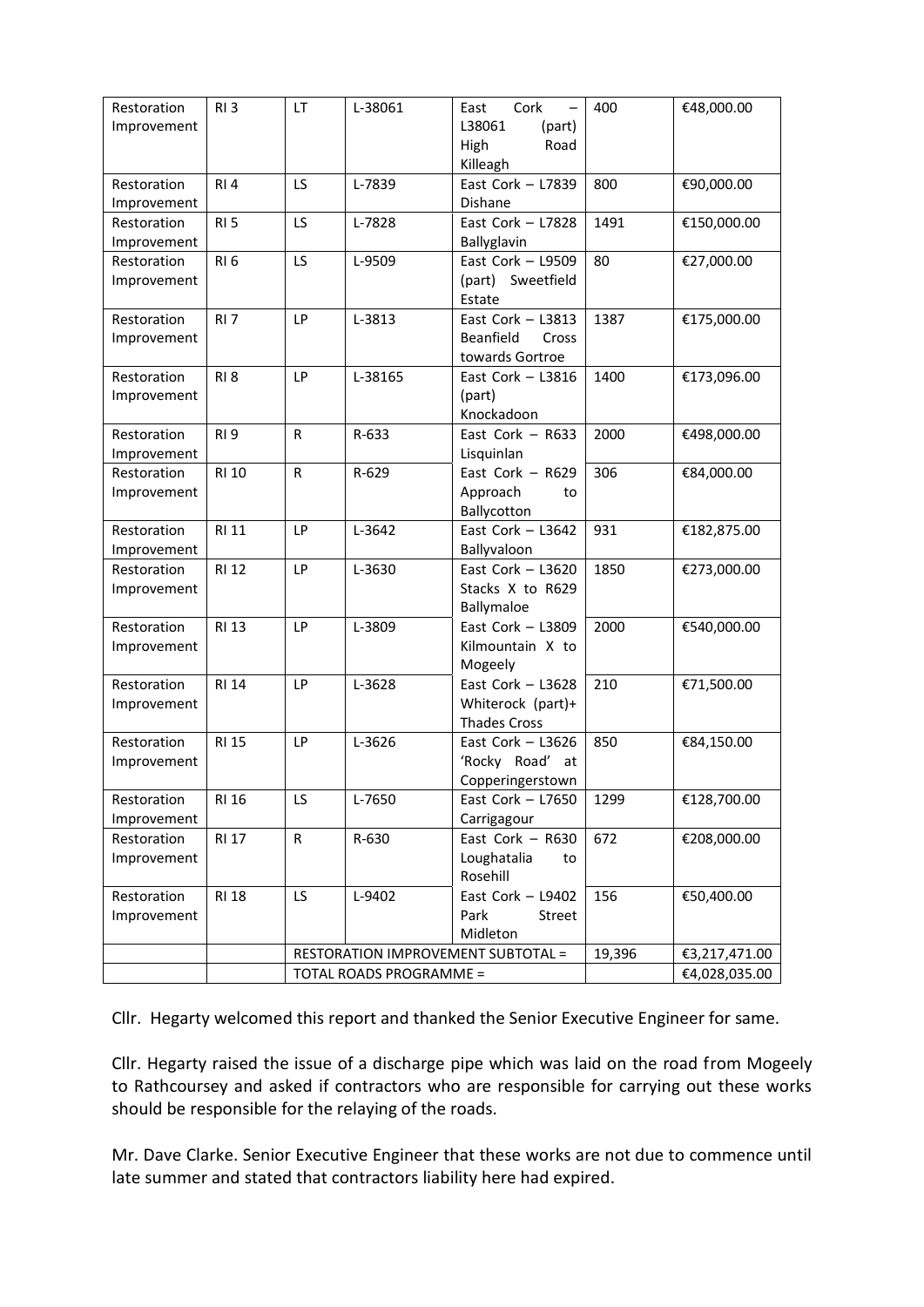| | | | | | | |
|---|---|---|---|---|---|---|
| Restoration Improvement | RI 3 | LT | L-38061 | East Cork – L38061 (part) High Road Killeagh | 400 | €48,000.00 |
| Restoration Improvement | RI 4 | LS | L-7839 | East Cork – L7839 Dishane | 800 | €90,000.00 |
| Restoration Improvement | RI 5 | LS | L-7828 | East Cork – L7828 Ballyglavin | 1491 | €150,000.00 |
| Restoration Improvement | RI 6 | LS | L-9509 | East Cork – L9509 (part) Sweetfield Estate | 80 | €27,000.00 |
| Restoration Improvement | RI 7 | LP | L-3813 | East Cork – L3813 Beanfield Cross towards Gortroe | 1387 | €175,000.00 |
| Restoration Improvement | RI 8 | LP | L-38165 | East Cork – L3816 (part) Knockadoon | 1400 | €173,096.00 |
| Restoration Improvement | RI 9 | R | R-633 | East Cork – R633 Lisquinlan | 2000 | €498,000.00 |
| Restoration Improvement | RI 10 | R | R-629 | East Cork – R629 Approach to Ballycotton | 306 | €84,000.00 |
| Restoration Improvement | RI 11 | LP | L-3642 | East Cork – L3642 Ballyvaloon | 931 | €182,875.00 |
| Restoration Improvement | RI 12 | LP | L-3630 | East Cork – L3620 Stacks X to R629 Ballymaloe | 1850 | €273,000.00 |
| Restoration Improvement | RI 13 | LP | L-3809 | East Cork – L3809 Kilmountain X to Mogeely | 2000 | €540,000.00 |
| Restoration Improvement | RI 14 | LP | L-3628 | East Cork – L3628 Whiterock (part)+ Thades Cross | 210 | €71,500.00 |
| Restoration Improvement | RI 15 | LP | L-3626 | East Cork – L3626 'Rocky Road' at Copperingerstown | 850 | €84,150.00 |
| Restoration Improvement | RI 16 | LS | L-7650 | East Cork – L7650 Carrigagour | 1299 | €128,700.00 |
| Restoration Improvement | RI 17 | R | R-630 | East Cork – R630 Loughatalia to Rosehill | 672 | €208,000.00 |
| Restoration Improvement | RI 18 | LS | L-9402 | East Cork – L9402 Park Street Midleton | 156 | €50,400.00 |
| | | RESTORATION IMPROVEMENT SUBTOTAL = | | | 19,396 | €3,217,471.00 |
| | | TOTAL ROADS PROGRAMME = | | | | €4,028,035.00 |

Cllr. Hegarty welcomed this report and thanked the Senior Executive Engineer for same.

Cllr. Hegarty raised the issue of a discharge pipe which was laid on the road from Mogeely to Rathcoursey and asked if contractors who are responsible for carrying out these works should be responsible for the relaying of the roads.

Mr. Dave Clarke. Senior Executive Engineer that these works are not due to commence until late summer and stated that contractors liability here had expired.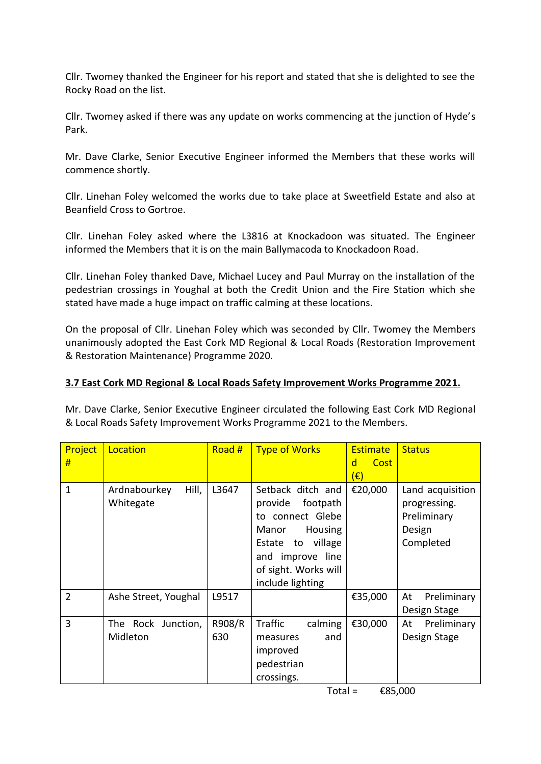Cllr. Twomey thanked the Engineer for his report and stated that she is delighted to see the Rocky Road on the list.

Cllr. Twomey asked if there was any update on works commencing at the junction of Hyde's Park.

Mr. Dave Clarke, Senior Executive Engineer informed the Members that these works will commence shortly.

Cllr. Linehan Foley welcomed the works due to take place at Sweetfield Estate and also at Beanfield Cross to Gortroe.

Cllr. Linehan Foley asked where the L3816 at Knockadoon was situated. The Engineer informed the Members that it is on the main Ballymacoda to Knockadoon Road.

Cllr. Linehan Foley thanked Dave, Michael Lucey and Paul Murray on the installation of the pedestrian crossings in Youghal at both the Credit Union and the Fire Station which she stated have made a huge impact on traffic calming at these locations.

On the proposal of Cllr. Linehan Foley which was seconded by Cllr. Twomey the Members unanimously adopted the East Cork MD Regional & Local Roads (Restoration Improvement & Restoration Maintenance) Programme 2020.

**3.7 East Cork MD Regional & Local Roads Safety Improvement Works Programme 2021.**

Mr. Dave Clarke, Senior Executive Engineer circulated the following East Cork MD Regional & Local Roads Safety Improvement Works Programme 2021 to the Members.

| Project # | Location | Road # | Type of Works | Estimated Cost (€) | Status |
|---|---|---|---|---|---|
| 1 | Ardnabourkey Hill, Whitegate | L3647 | Setback ditch and provide footpath to connect Glebe Manor Housing Estate to village and improve line of sight. Works will include lighting | €20,000 | Land acquisition progressing. Preliminary Design Completed |
| 2 | Ashe Street, Youghal | L9517 | | €35,000 | At Preliminary Design Stage |
| 3 | The Rock Junction, Midleton | R908/R630 | Traffic calming measures and improved pedestrian crossings. | €30,000 | At Preliminary Design Stage |
| | | | Total = | €85,000 | |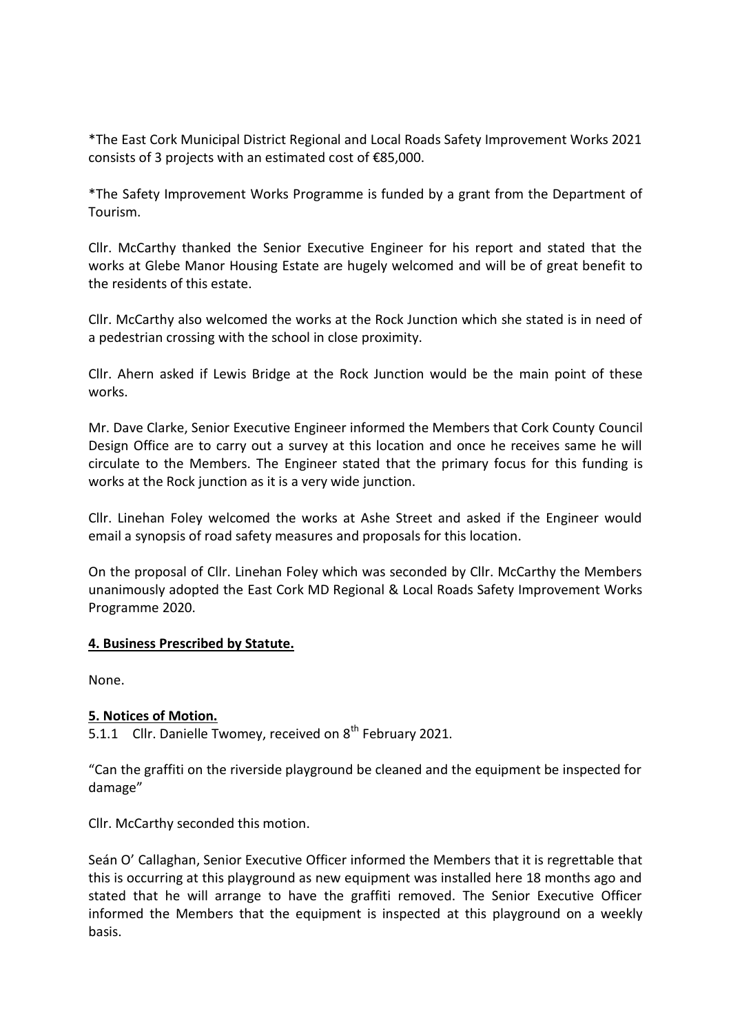*The East Cork Municipal District Regional and Local Roads Safety Improvement Works 2021 consists of 3 projects with an estimated cost of €85,000.

*The Safety Improvement Works Programme is funded by a grant from the Department of Tourism.

Cllr. McCarthy thanked the Senior Executive Engineer for his report and stated that the works at Glebe Manor Housing Estate are hugely welcomed and will be of great benefit to the residents of this estate.

Cllr. McCarthy also welcomed the works at the Rock Junction which she stated is in need of a pedestrian crossing with the school in close proximity.

Cllr. Ahern asked if Lewis Bridge at the Rock Junction would be the main point of these works.

Mr. Dave Clarke, Senior Executive Engineer informed the Members that Cork County Council Design Office are to carry out a survey at this location and once he receives same he will circulate to the Members. The Engineer stated that the primary focus for this funding is works at the Rock junction as it is a very wide junction.

Cllr. Linehan Foley welcomed the works at Ashe Street and asked if the Engineer would email a synopsis of road safety measures and proposals for this location.

On the proposal of Cllr. Linehan Foley which was seconded by Cllr. McCarthy the Members unanimously adopted the East Cork MD Regional & Local Roads Safety Improvement Works Programme 2020.

**4. Business Prescribed by Statute.**

None.

**5. Notices of Motion.**

5.1.1 Cllr. Danielle Twomey, received on 8th February 2021.

"Can the graffiti on the riverside playground be cleaned and the equipment be inspected for damage"

Cllr. McCarthy seconded this motion.

Seán O' Callaghan, Senior Executive Officer informed the Members that it is regrettable that this is occurring at this playground as new equipment was installed here 18 months ago and stated that he will arrange to have the graffiti removed. The Senior Executive Officer informed the Members that the equipment is inspected at this playground on a weekly basis.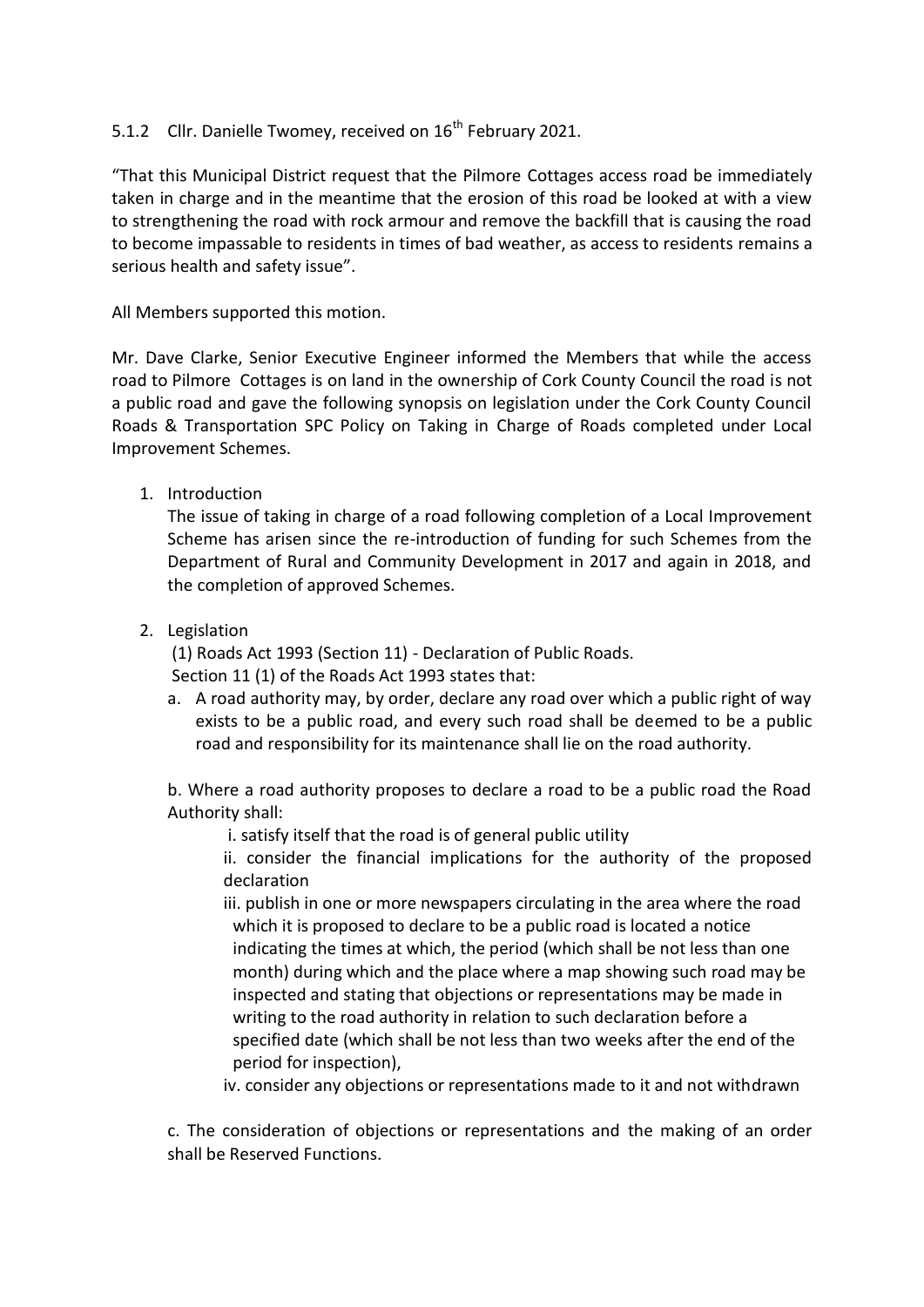5.1.2 Cllr. Danielle Twomey, received on 16th February 2021.

"That this Municipal District request that the Pilmore Cottages access road be immediately taken in charge and in the meantime that the erosion of this road be looked at with a view to strengthening the road with rock armour and remove the backfill that is causing the road to become impassable to residents in times of bad weather, as access to residents remains a serious health and safety issue".

All Members supported this motion.

Mr. Dave Clarke, Senior Executive Engineer informed the Members that while the access road to Pilmore Cottages is on land in the ownership of Cork County Council the road is not a public road and gave the following synopsis on legislation under the Cork County Council Roads & Transportation SPC Policy on Taking in Charge of Roads completed under Local Improvement Schemes.

1. Introduction

   The issue of taking in charge of a road following completion of a Local Improvement Scheme has arisen since the re-introduction of funding for such Schemes from the Department of Rural and Community Development in 2017 and again in 2018, and the completion of approved Schemes.

2. Legislation

   (1) Roads Act 1993 (Section 11) - Declaration of Public Roads.
   Section 11 (1) of the Roads Act 1993 states that:

   a. A road authority may, by order, declare any road over which a public right of way exists to be a public road, and every such road shall be deemed to be a public road and responsibility for its maintenance shall lie on the road authority.

   b. Where a road authority proposes to declare a road to be a public road the Road Authority shall:

      i. satisfy itself that the road is of general public utility

      ii. consider the financial implications for the authority of the proposed declaration

      iii. publish in one or more newspapers circulating in the area where the road which it is proposed to declare to be a public road is located a notice indicating the times at which, the period (which shall be not less than one month) during which and the place where a map showing such road may be inspected and stating that objections or representations may be made in writing to the road authority in relation to such declaration before a specified date (which shall be not less than two weeks after the end of the period for inspection),

      iv. consider any objections or representations made to it and not withdrawn

   c. The consideration of objections or representations and the making of an order shall be Reserved Functions.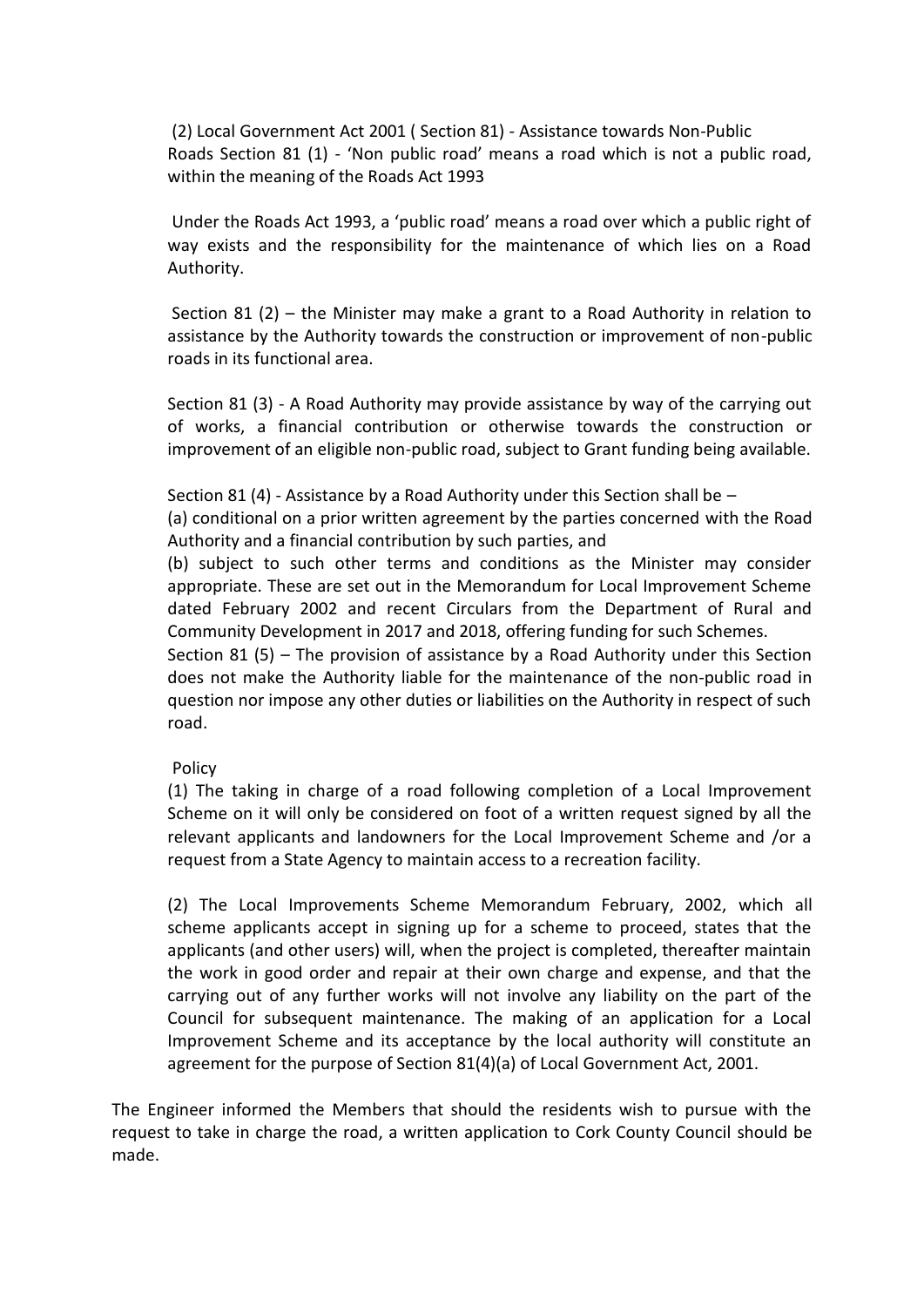(2) Local Government Act 2001 ( Section 81) - Assistance towards Non-Public Roads Section 81 (1) - 'Non public road' means a road which is not a public road, within the meaning of the Roads Act 1993

Under the Roads Act 1993, a 'public road' means a road over which a public right of way exists and the responsibility for the maintenance of which lies on a Road Authority.

Section 81 (2) – the Minister may make a grant to a Road Authority in relation to assistance by the Authority towards the construction or improvement of non-public roads in its functional area.

Section 81 (3) - A Road Authority may provide assistance by way of the carrying out of works, a financial contribution or otherwise towards the construction or improvement of an eligible non-public road, subject to Grant funding being available.

Section 81 (4) - Assistance by a Road Authority under this Section shall be –
(a) conditional on a prior written agreement by the parties concerned with the Road Authority and a financial contribution by such parties, and
(b) subject to such other terms and conditions as the Minister may consider appropriate. These are set out in the Memorandum for Local Improvement Scheme dated February 2002 and recent Circulars from the Department of Rural and Community Development in 2017 and 2018, offering funding for such Schemes.
Section 81 (5) – The provision of assistance by a Road Authority under this Section does not make the Authority liable for the maintenance of the non-public road in question nor impose any other duties or liabilities on the Authority in respect of such road.

Policy
(1) The taking in charge of a road following completion of a Local Improvement Scheme on it will only be considered on foot of a written request signed by all the relevant applicants and landowners for the Local Improvement Scheme and /or a request from a State Agency to maintain access to a recreation facility.

(2) The Local Improvements Scheme Memorandum February, 2002, which all scheme applicants accept in signing up for a scheme to proceed, states that the applicants (and other users) will, when the project is completed, thereafter maintain the work in good order and repair at their own charge and expense, and that the carrying out of any further works will not involve any liability on the part of the Council for subsequent maintenance. The making of an application for a Local Improvement Scheme and its acceptance by the local authority will constitute an agreement for the purpose of Section 81(4)(a) of Local Government Act, 2001.

The Engineer informed the Members that should the residents wish to pursue with the request to take in charge the road, a written application to Cork County Council should be made.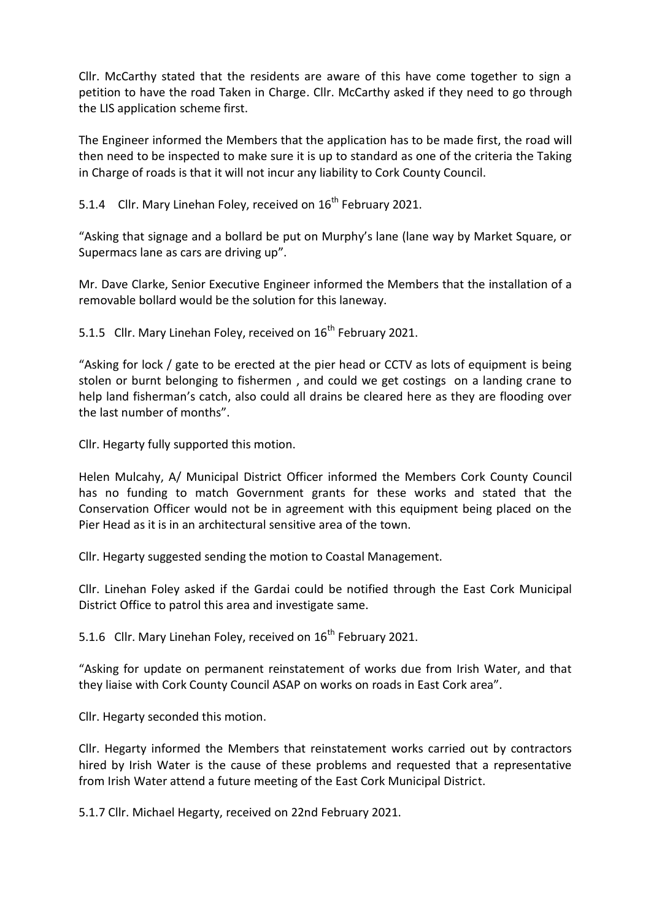Cllr. McCarthy stated that the residents are aware of this have come together to sign a petition to have the road Taken in Charge. Cllr. McCarthy asked if they need to go through the LIS application scheme first.

The Engineer informed the Members that the application has to be made first, the road will then need to be inspected to make sure it is up to standard as one of the criteria the Taking in Charge of roads is that it will not incur any liability to Cork County Council.

5.1.4 Cllr. Mary Linehan Foley, received on 16th February 2021.

"Asking that signage and a bollard be put on Murphy's lane (lane way by Market Square, or Supermacs lane as cars are driving up".

Mr. Dave Clarke, Senior Executive Engineer informed the Members that the installation of a removable bollard would be the solution for this laneway.

5.1.5 Cllr. Mary Linehan Foley, received on 16th February 2021.

"Asking for lock / gate to be erected at the pier head or CCTV as lots of equipment is being stolen or burnt belonging to fishermen , and could we get costings on a landing crane to help land fisherman's catch, also could all drains be cleared here as they are flooding over the last number of months".

Cllr. Hegarty fully supported this motion.

Helen Mulcahy, A/ Municipal District Officer informed the Members Cork County Council has no funding to match Government grants for these works and stated that the Conservation Officer would not be in agreement with this equipment being placed on the Pier Head as it is in an architectural sensitive area of the town.

Cllr. Hegarty suggested sending the motion to Coastal Management.

Cllr. Linehan Foley asked if the Gardai could be notified through the East Cork Municipal District Office to patrol this area and investigate same.

5.1.6 Cllr. Mary Linehan Foley, received on 16th February 2021.

"Asking for update on permanent reinstatement of works due from Irish Water, and that they liaise with Cork County Council ASAP on works on roads in East Cork area".

Cllr. Hegarty seconded this motion.

Cllr. Hegarty informed the Members that reinstatement works carried out by contractors hired by Irish Water is the cause of these problems and requested that a representative from Irish Water attend a future meeting of the East Cork Municipal District.

5.1.7 Cllr. Michael Hegarty, received on 22nd February 2021.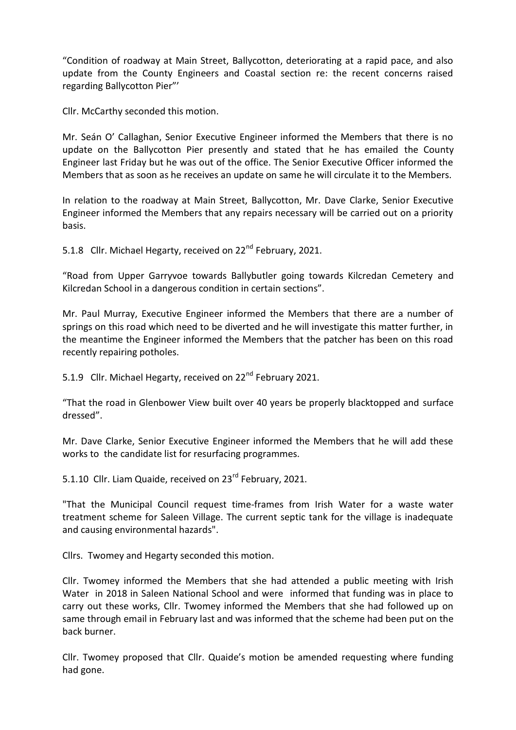"Condition of roadway at Main Street, Ballycotton, deteriorating at a rapid pace, and also update from the County Engineers and Coastal section re: the recent concerns raised regarding Ballycotton Pier"'

Cllr. McCarthy seconded this motion.

Mr. Seán O' Callaghan, Senior Executive Engineer informed the Members that there is no update on the Ballycotton Pier presently and stated that he has emailed the County Engineer last Friday but he was out of the office. The Senior Executive Officer informed the Members that as soon as he receives an update on same he will circulate it to the Members.

In relation to the roadway at Main Street, Ballycotton, Mr. Dave Clarke, Senior Executive Engineer informed the Members that any repairs necessary will be carried out on a priority basis.

5.1.8 Cllr. Michael Hegarty, received on 22nd February, 2021.

"Road from Upper Garryvoe towards Ballybutler going towards Kilcredan Cemetery and Kilcredan School in a dangerous condition in certain sections".

Mr. Paul Murray, Executive Engineer informed the Members that there are a number of springs on this road which need to be diverted and he will investigate this matter further, in the meantime the Engineer informed the Members that the patcher has been on this road recently repairing potholes.

5.1.9 Cllr. Michael Hegarty, received on 22nd February 2021.

"That the road in Glenbower View built over 40 years be properly blacktopped and surface dressed".

Mr. Dave Clarke, Senior Executive Engineer informed the Members that he will add these works to the candidate list for resurfacing programmes.

5.1.10 Cllr. Liam Quaide, received on 23rd February, 2021.

"That the Municipal Council request time-frames from Irish Water for a waste water treatment scheme for Saleen Village. The current septic tank for the village is inadequate and causing environmental hazards".

Cllrs. Twomey and Hegarty seconded this motion.

Cllr. Twomey informed the Members that she had attended a public meeting with Irish Water in 2018 in Saleen National School and were informed that funding was in place to carry out these works, Cllr. Twomey informed the Members that she had followed up on same through email in February last and was informed that the scheme had been put on the back burner.

Cllr. Twomey proposed that Cllr. Quaide's motion be amended requesting where funding had gone.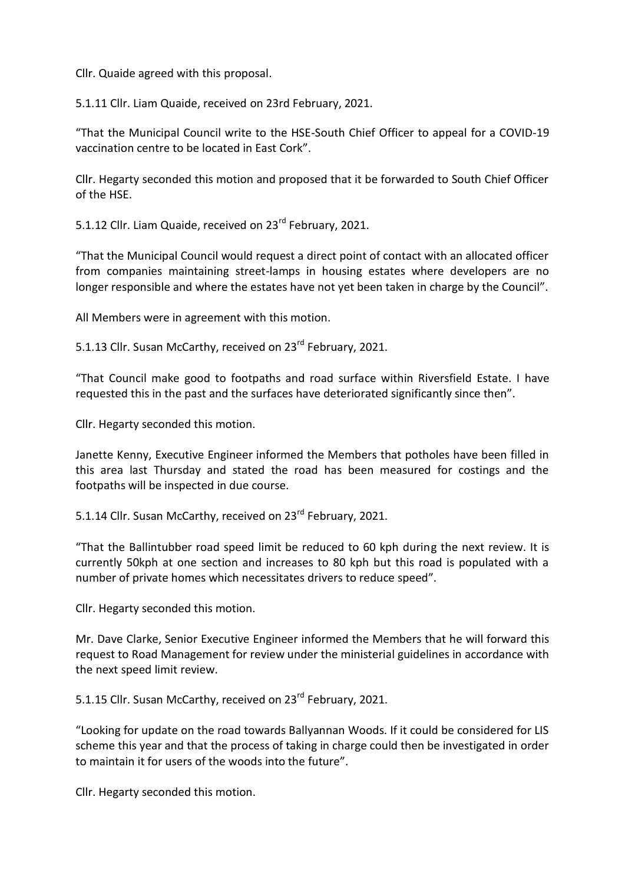Cllr. Quaide agreed with this proposal.

5.1.11 Cllr. Liam Quaide, received on 23rd February, 2021.

"That the Municipal Council write to the HSE-South Chief Officer to appeal for a COVID-19 vaccination centre to be located in East Cork".

Cllr. Hegarty seconded this motion and proposed that it be forwarded to South Chief Officer of the HSE.

5.1.12 Cllr. Liam Quaide, received on 23rd February, 2021.

"That the Municipal Council would request a direct point of contact with an allocated officer from companies maintaining street-lamps in housing estates where developers are no longer responsible and where the estates have not yet been taken in charge by the Council".

All Members were in agreement with this motion.

5.1.13 Cllr. Susan McCarthy, received on 23rd February, 2021.

"That Council make good to footpaths and road surface within Riversfield Estate. I have requested this in the past and the surfaces have deteriorated significantly since then".

Cllr. Hegarty seconded this motion.

Janette Kenny, Executive Engineer informed the Members that potholes have been filled in this area last Thursday and stated the road has been measured for costings and the footpaths will be inspected in due course.

5.1.14 Cllr. Susan McCarthy, received on 23rd February, 2021.

"That the Ballintubber road speed limit be reduced to 60 kph during the next review. It is currently 50kph at one section and increases to 80 kph but this road is populated with a number of private homes which necessitates drivers to reduce speed".

Cllr. Hegarty seconded this motion.

Mr. Dave Clarke, Senior Executive Engineer informed the Members that he will forward this request to Road Management for review under the ministerial guidelines in accordance with the next speed limit review.

5.1.15 Cllr. Susan McCarthy, received on 23rd February, 2021.

"Looking for update on the road towards Ballyannan Woods. If it could be considered for LIS scheme this year and that the process of taking in charge could then be investigated in order to maintain it for users of the woods into the future".

Cllr. Hegarty seconded this motion.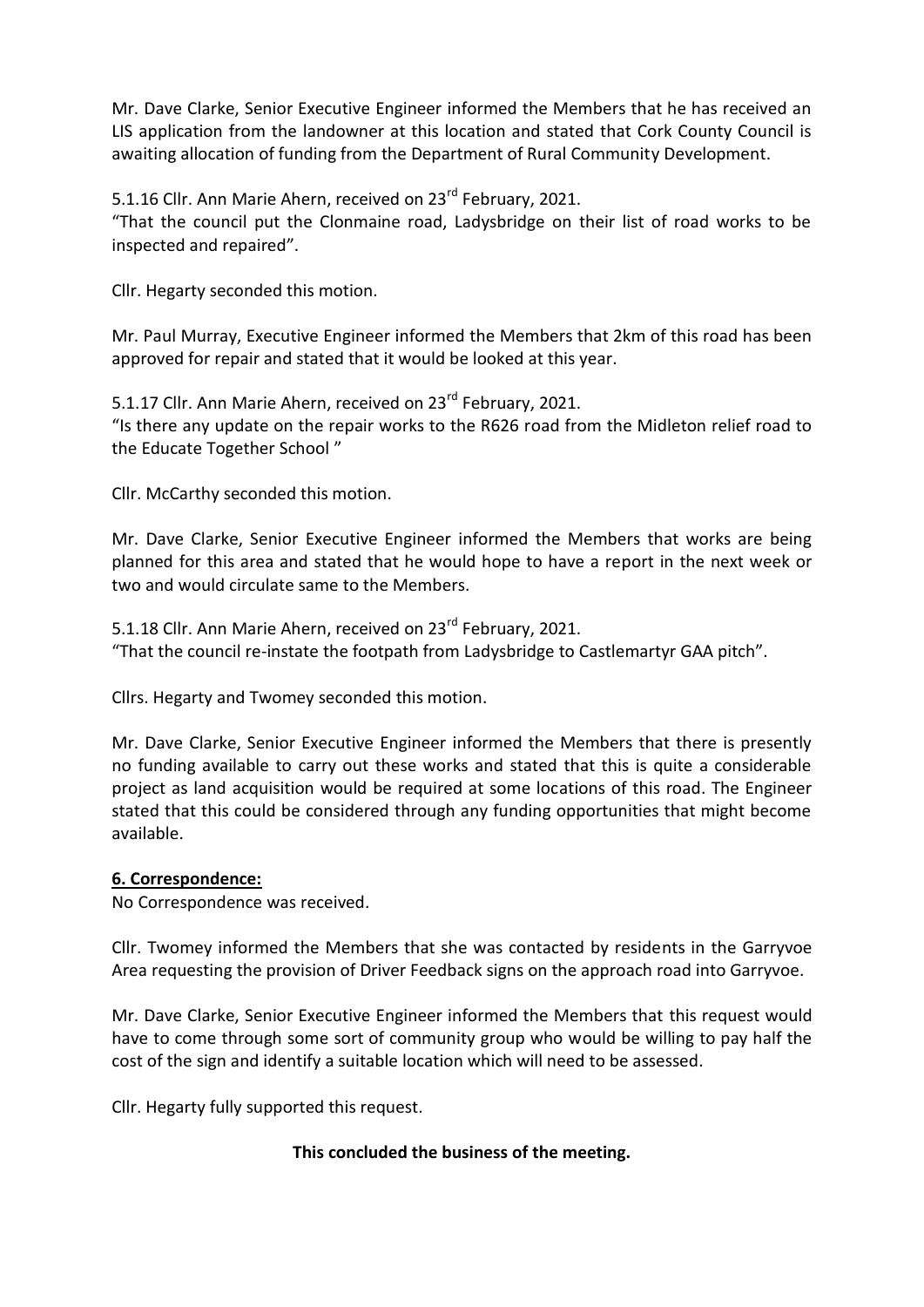Mr. Dave Clarke, Senior Executive Engineer informed the Members that he has received an LIS application from the landowner at this location and stated that Cork County Council is awaiting allocation of funding from the Department of Rural Community Development.

5.1.16 Cllr. Ann Marie Ahern, received on 23rd February, 2021.
"That the council put the Clonmaine road, Ladysbridge on their list of road works to be inspected and repaired".

Cllr. Hegarty seconded this motion.

Mr. Paul Murray, Executive Engineer informed the Members that 2km of this road has been approved for repair and stated that it would be looked at this year.

5.1.17 Cllr. Ann Marie Ahern, received on 23rd February, 2021.
"Is there any update on the repair works to the R626 road from the Midleton relief road to the Educate Together School "

Cllr. McCarthy seconded this motion.

Mr. Dave Clarke, Senior Executive Engineer informed the Members that works are being planned for this area and stated that he would hope to have a report in the next week or two and would circulate same to the Members.

5.1.18 Cllr. Ann Marie Ahern, received on 23rd February, 2021.
"That the council re-instate the footpath from Ladysbridge to Castlemartyr GAA pitch".

Cllrs. Hegarty and Twomey seconded this motion.

Mr. Dave Clarke, Senior Executive Engineer informed the Members that there is presently no funding available to carry out these works and stated that this is quite a considerable project as land acquisition would be required at some locations of this road. The Engineer stated that this could be considered through any funding opportunities that might become available.

**6. Correspondence:**

No Correspondence was received.

Cllr. Twomey informed the Members that she was contacted by residents in the Garryvoe Area requesting the provision of Driver Feedback signs on the approach road into Garryvoe.

Mr. Dave Clarke, Senior Executive Engineer informed the Members that this request would have to come through some sort of community group who would be willing to pay half the cost of the sign and identify a suitable location which will need to be assessed.

Cllr. Hegarty fully supported this request.

**This concluded the business of the meeting.**